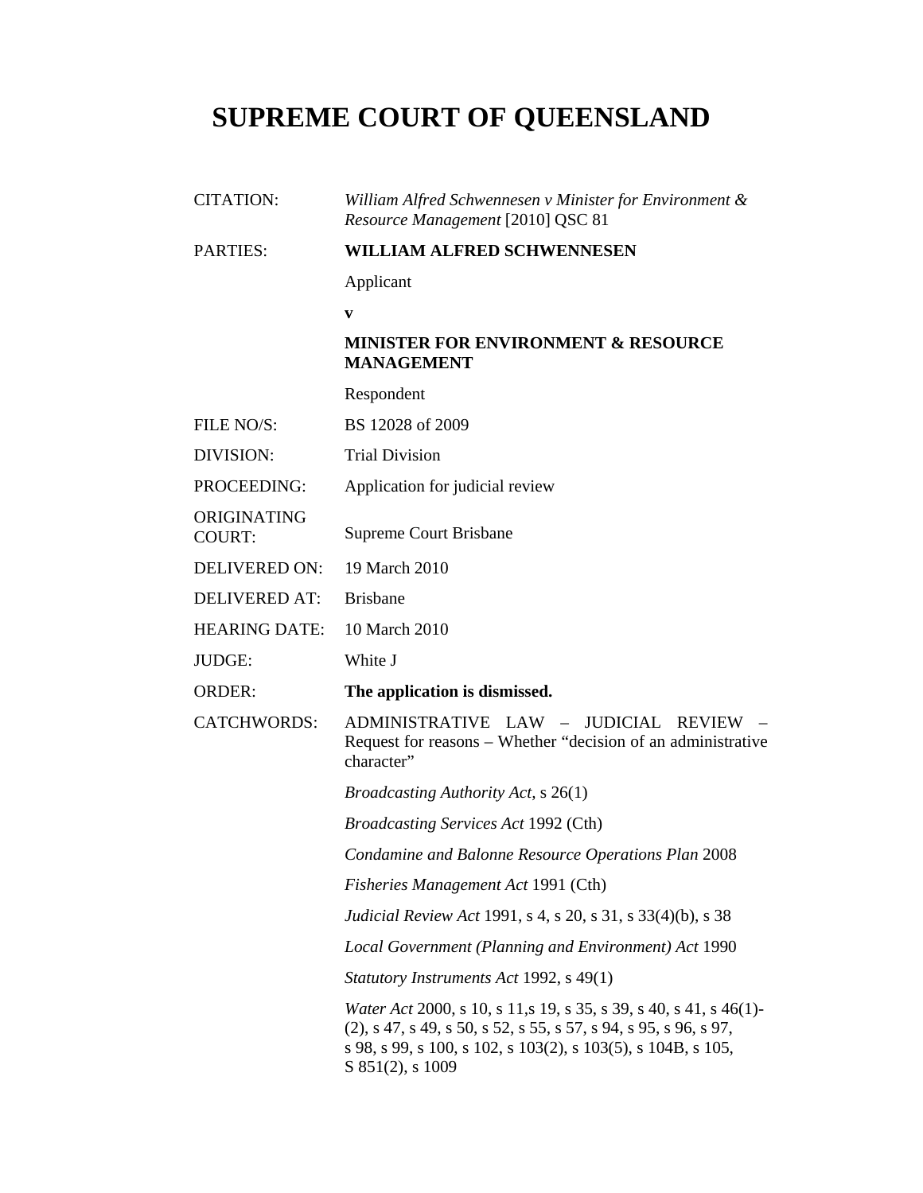# SUPREME COURT OF QUEENSLAND

| | |
|---|---|
| CITATION: | *William Alfred Schwennesen v Minister for Environment & Resource Management* [2010] QSC 81 |
| PARTIES: | **WILLIAM ALFRED SCHWENNESEN**<br>Applicant<br>**v**<br>**MINISTER FOR ENVIRONMENT & RESOURCE MANAGEMENT**<br>Respondent |
| FILE NO/S: | BS 12028 of 2009 |
| DIVISION: | Trial Division |
| PROCEEDING: | Application for judicial review |
| ORIGINATING COURT: | Supreme Court Brisbane |
| DELIVERED ON: | 19 March 2010 |
| DELIVERED AT: | Brisbane |
| HEARING DATE: | 10 March 2010 |
| JUDGE: | White J |
| ORDER: | **The application is dismissed.** |
| CATCHWORDS: | ADMINISTRATIVE LAW – JUDICIAL REVIEW – Request for reasons – Whether "decision of an administrative character"<br><br>*Broadcasting Authority Act*, s 26(1)<br><br>*Broadcasting Services Act* 1992 (Cth)<br><br>*Condamine and Balonne Resource Operations Plan* 2008<br><br>*Fisheries Management Act* 1991 (Cth)<br><br>*Judicial Review Act* 1991, s 4, s 20, s 31, s 33(4)(b), s 38<br><br>*Local Government (Planning and Environment) Act* 1990<br><br>*Statutory Instruments Act* 1992, s 49(1)<br><br>*Water Act* 2000, s 10, s 11,s 19, s 35, s 39, s 40, s 41, s 46(1)-(2), s 47, s 49, s 50, s 52, s 55, s 57, s 94, s 95, s 96, s 97, s 98, s 99, s 100, s 102, s 103(2), s 103(5), s 104B, s 105, S 851(2), s 1009 |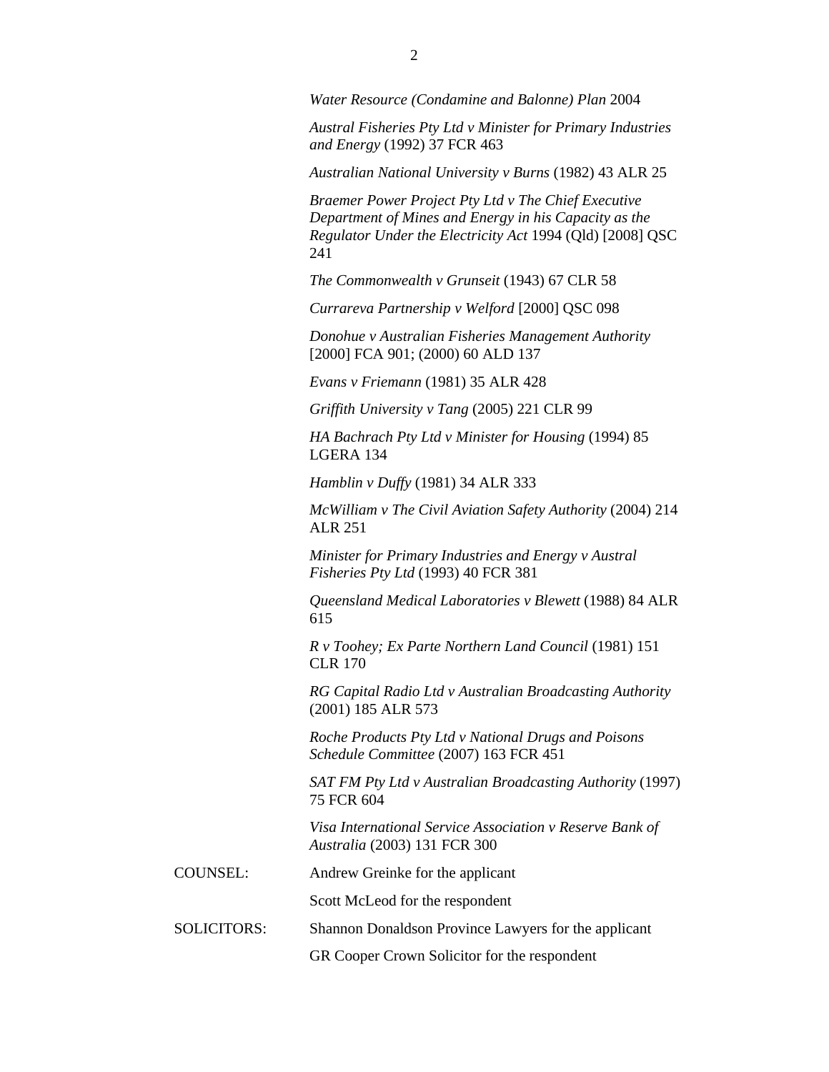*Water Resource (Condamine and Balonne) Plan* 2004

*Austral Fisheries Pty Ltd v Minister for Primary Industries and Energy* (1992) 37 FCR 463

*Australian National University v Burns* (1982) 43 ALR 25

*Braemer Power Project Pty Ltd v The Chief Executive Department of Mines and Energy in his Capacity as the Regulator Under the Electricity Act* 1994 (Qld) [2008] QSC 241

*The Commonwealth v Grunseit* (1943) 67 CLR 58

*Currareva Partnership v Welford* [2000] QSC 098

*Donohue v Australian Fisheries Management Authority* [2000] FCA 901; (2000) 60 ALD 137

*Evans v Friemann* (1981) 35 ALR 428

*Griffith University v Tang* (2005) 221 CLR 99

*HA Bachrach Pty Ltd v Minister for Housing* (1994) 85 LGERA 134

*Hamblin v Duffy* (1981) 34 ALR 333

*McWilliam v The Civil Aviation Safety Authority* (2004) 214 ALR 251

*Minister for Primary Industries and Energy v Austral Fisheries Pty Ltd* (1993) 40 FCR 381

*Queensland Medical Laboratories v Blewett* (1988) 84 ALR 615

*R v Toohey; Ex Parte Northern Land Council* (1981) 151 CLR 170

*RG Capital Radio Ltd v Australian Broadcasting Authority* (2001) 185 ALR 573

*Roche Products Pty Ltd v National Drugs and Poisons Schedule Committee* (2007) 163 FCR 451

*SAT FM Pty Ltd v Australian Broadcasting Authority* (1997) 75 FCR 604

*Visa International Service Association v Reserve Bank of Australia* (2003) 131 FCR 300

COUNSEL: Andrew Greinke for the applicant

Scott McLeod for the respondent

SOLICITORS: Shannon Donaldson Province Lawyers for the applicant

GR Cooper Crown Solicitor for the respondent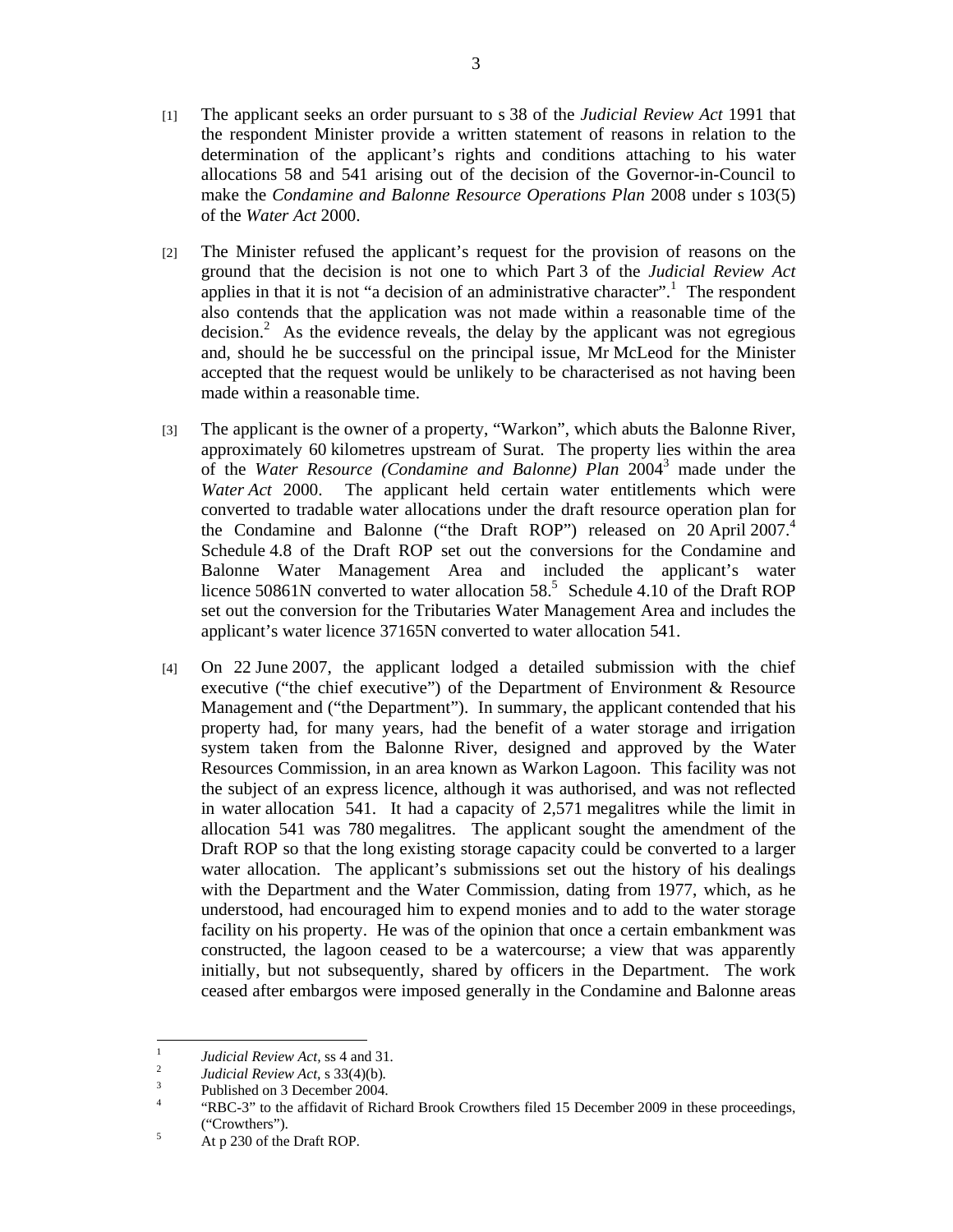[1] The applicant seeks an order pursuant to s 38 of the *Judicial Review Act* 1991 that the respondent Minister provide a written statement of reasons in relation to the determination of the applicant's rights and conditions attaching to his water allocations 58 and 541 arising out of the decision of the Governor-in-Council to make the *Condamine and Balonne Resource Operations Plan* 2008 under s 103(5) of the *Water Act* 2000.

[2] The Minister refused the applicant's request for the provision of reasons on the ground that the decision is not one to which Part 3 of the *Judicial Review Act* applies in that it is not "a decision of an administrative character".[1] The respondent also contends that the application was not made within a reasonable time of the decision.[2] As the evidence reveals, the delay by the applicant was not egregious and, should he be successful on the principal issue, Mr McLeod for the Minister accepted that the request would be unlikely to be characterised as not having been made within a reasonable time.

[3] The applicant is the owner of a property, "Warkon", which abuts the Balonne River, approximately 60 kilometres upstream of Surat. The property lies within the area of the *Water Resource (Condamine and Balonne) Plan* 2004[3] made under the *Water Act* 2000. The applicant held certain water entitlements which were converted to tradable water allocations under the draft resource operation plan for the Condamine and Balonne ("the Draft ROP") released on 20 April 2007.[4] Schedule 4.8 of the Draft ROP set out the conversions for the Condamine and Balonne Water Management Area and included the applicant's water licence 50861N converted to water allocation 58.[5] Schedule 4.10 of the Draft ROP set out the conversion for the Tributaries Water Management Area and includes the applicant's water licence 37165N converted to water allocation 541.

[4] On 22 June 2007, the applicant lodged a detailed submission with the chief executive ("the chief executive") of the Department of Environment & Resource Management and ("the Department"). In summary, the applicant contended that his property had, for many years, had the benefit of a water storage and irrigation system taken from the Balonne River, designed and approved by the Water Resources Commission, in an area known as Warkon Lagoon. This facility was not the subject of an express licence, although it was authorised, and was not reflected in water allocation 541. It had a capacity of 2,571 megalitres while the limit in allocation 541 was 780 megalitres. The applicant sought the amendment of the Draft ROP so that the long existing storage capacity could be converted to a larger water allocation. The applicant's submissions set out the history of his dealings with the Department and the Water Commission, dating from 1977, which, as he understood, had encouraged him to expend monies and to add to the water storage facility on his property. He was of the opinion that once a certain embankment was constructed, the lagoon ceased to be a watercourse; a view that was apparently initially, but not subsequently, shared by officers in the Department. The work ceased after embargos were imposed generally in the Condamine and Balonne areas

---

[1] *Judicial Review Act*, ss 4 and 31.

[2] *Judicial Review Act*, s 33(4)(b).

[3] Published on 3 December 2004.

[4] "RBC-3" to the affidavit of Richard Brook Crowthers filed 15 December 2009 in these proceedings, ("Crowthers").

[5] At p 230 of the Draft ROP.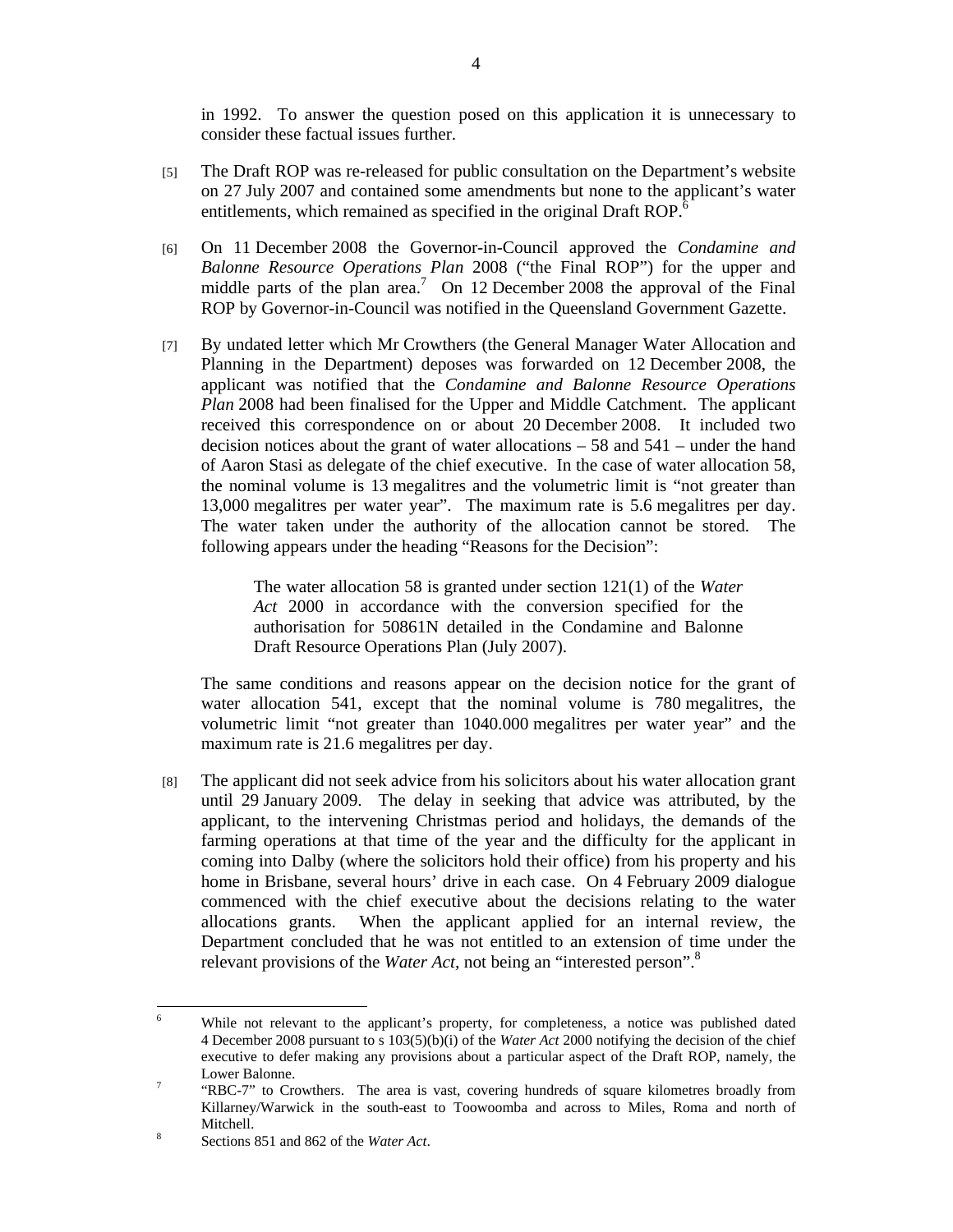in 1992. To answer the question posed on this application it is unnecessary to consider these factual issues further.

[5] The Draft ROP was re-released for public consultation on the Department's website on 27 July 2007 and contained some amendments but none to the applicant's water entitlements, which remained as specified in the original Draft ROP.[6]

[6] On 11 December 2008 the Governor-in-Council approved the *Condamine and Balonne Resource Operations Plan* 2008 ("the Final ROP") for the upper and middle parts of the plan area.[7] On 12 December 2008 the approval of the Final ROP by Governor-in-Council was notified in the Queensland Government Gazette.

[7] By undated letter which Mr Crowthers (the General Manager Water Allocation and Planning in the Department) deposes was forwarded on 12 December 2008, the applicant was notified that the *Condamine and Balonne Resource Operations Plan* 2008 had been finalised for the Upper and Middle Catchment. The applicant received this correspondence on or about 20 December 2008. It included two decision notices about the grant of water allocations – 58 and 541 – under the hand of Aaron Stasi as delegate of the chief executive. In the case of water allocation 58, the nominal volume is 13 megalitres and the volumetric limit is "not greater than 13,000 megalitres per water year". The maximum rate is 5.6 megalitres per day. The water taken under the authority of the allocation cannot be stored. The following appears under the heading "Reasons for the Decision":

> The water allocation 58 is granted under section 121(1) of the *Water Act* 2000 in accordance with the conversion specified for the authorisation for 50861N detailed in the Condamine and Balonne Draft Resource Operations Plan (July 2007).

The same conditions and reasons appear on the decision notice for the grant of water allocation 541, except that the nominal volume is 780 megalitres, the volumetric limit "not greater than 1040.000 megalitres per water year" and the maximum rate is 21.6 megalitres per day.

[8] The applicant did not seek advice from his solicitors about his water allocation grant until 29 January 2009. The delay in seeking that advice was attributed, by the applicant, to the intervening Christmas period and holidays, the demands of the farming operations at that time of the year and the difficulty for the applicant in coming into Dalby (where the solicitors hold their office) from his property and his home in Brisbane, several hours' drive in each case. On 4 February 2009 dialogue commenced with the chief executive about the decisions relating to the water allocations grants. When the applicant applied for an internal review, the Department concluded that he was not entitled to an extension of time under the relevant provisions of the *Water Act*, not being an "interested person".[8]

---

[6] While not relevant to the applicant's property, for completeness, a notice was published dated 4 December 2008 pursuant to s 103(5)(b)(i) of the *Water Act* 2000 notifying the decision of the chief executive to defer making any provisions about a particular aspect of the Draft ROP, namely, the Lower Balonne.

[7] "RBC-7" to Crowthers. The area is vast, covering hundreds of square kilometres broadly from Killarney/Warwick in the south-east to Toowoomba and across to Miles, Roma and north of Mitchell.

[8] Sections 851 and 862 of the *Water Act*.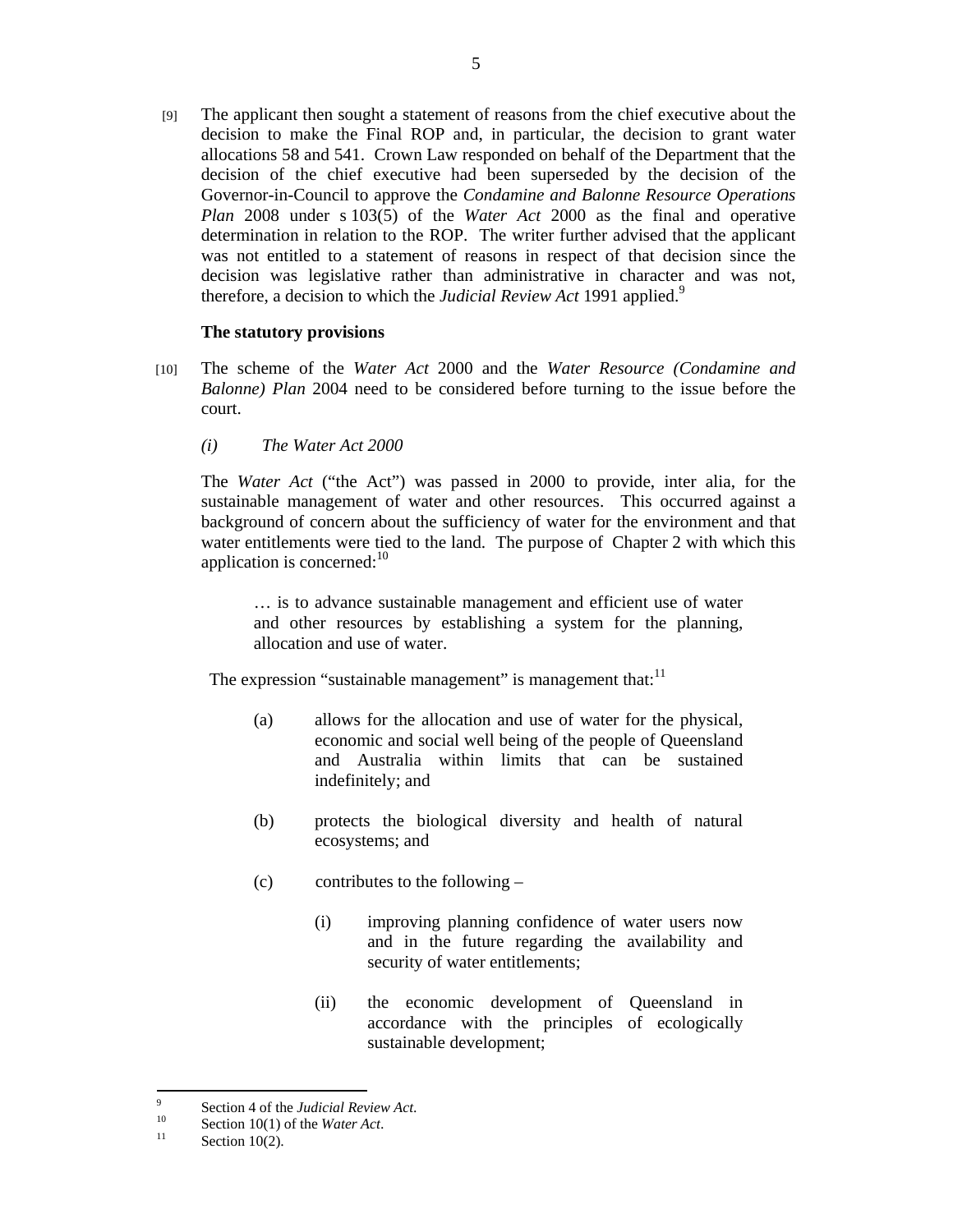[9] The applicant then sought a statement of reasons from the chief executive about the decision to make the Final ROP and, in particular, the decision to grant water allocations 58 and 541. Crown Law responded on behalf of the Department that the decision of the chief executive had been superseded by the decision of the Governor-in-Council to approve the *Condamine and Balonne Resource Operations Plan* 2008 under s 103(5) of the *Water Act* 2000 as the final and operative determination in relation to the ROP. The writer further advised that the applicant was not entitled to a statement of reasons in respect of that decision since the decision was legislative rather than administrative in character and was not, therefore, a decision to which the *Judicial Review Act* 1991 applied.[9]

**The statutory provisions**

[10] The scheme of the *Water Act* 2000 and the *Water Resource (Condamine and Balonne) Plan* 2004 need to be considered before turning to the issue before the court.

*(i) The Water Act 2000*

The *Water Act* ("the Act") was passed in 2000 to provide, inter alia, for the sustainable management of water and other resources. This occurred against a background of concern about the sufficiency of water for the environment and that water entitlements were tied to the land. The purpose of Chapter 2 with which this application is concerned:[10]

> … is to advance sustainable management and efficient use of water and other resources by establishing a system for the planning, allocation and use of water.

The expression "sustainable management" is management that:[11]

> (a) allows for the allocation and use of water for the physical, economic and social well being of the people of Queensland and Australia within limits that can be sustained indefinitely; and
>
> (b) protects the biological diversity and health of natural ecosystems; and
>
> (c) contributes to the following –
>
> (i) improving planning confidence of water users now and in the future regarding the availability and security of water entitlements;
>
> (ii) the economic development of Queensland in accordance with the principles of ecologically sustainable development;

---

[9] Section 4 of the *Judicial Review Act*.

[10] Section 10(1) of the *Water Act*.

[11] Section 10(2).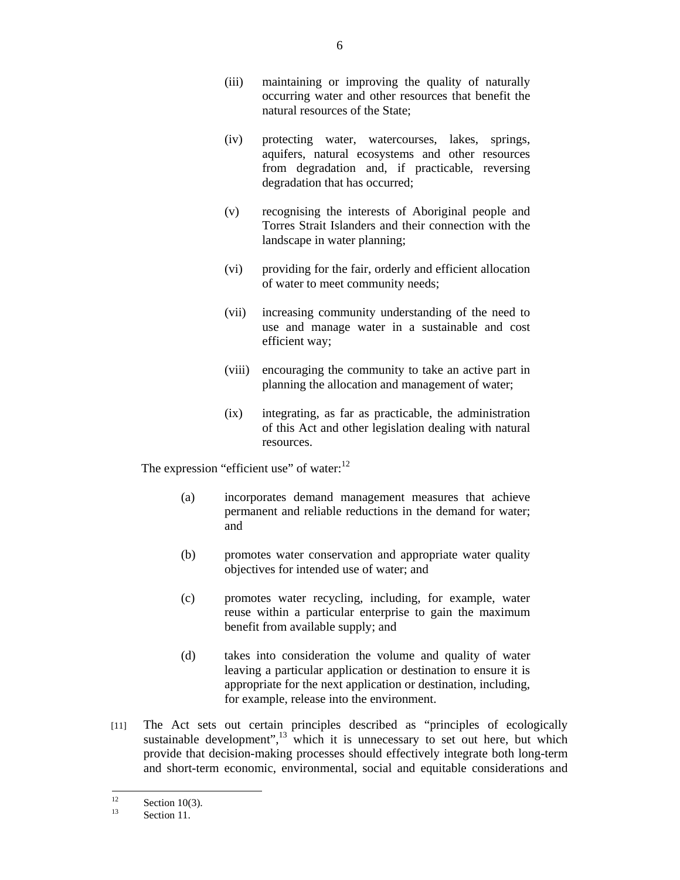(iii) maintaining or improving the quality of naturally occurring water and other resources that benefit the natural resources of the State;

(iv) protecting water, watercourses, lakes, springs, aquifers, natural ecosystems and other resources from degradation and, if practicable, reversing degradation that has occurred;

(v) recognising the interests of Aboriginal people and Torres Strait Islanders and their connection with the landscape in water planning;

(vi) providing for the fair, orderly and efficient allocation of water to meet community needs;

(vii) increasing community understanding of the need to use and manage water in a sustainable and cost efficient way;

(viii) encouraging the community to take an active part in planning the allocation and management of water;

(ix) integrating, as far as practicable, the administration of this Act and other legislation dealing with natural resources.

The expression "efficient use" of water:[12]

(a) incorporates demand management measures that achieve permanent and reliable reductions in the demand for water; and

(b) promotes water conservation and appropriate water quality objectives for intended use of water; and

(c) promotes water recycling, including, for example, water reuse within a particular enterprise to gain the maximum benefit from available supply; and

(d) takes into consideration the volume and quality of water leaving a particular application or destination to ensure it is appropriate for the next application or destination, including, for example, release into the environment.

[11] The Act sets out certain principles described as "principles of ecologically sustainable development",[13] which it is unnecessary to set out here, but which provide that decision-making processes should effectively integrate both long-term and short-term economic, environmental, social and equitable considerations and

---

[12] Section 10(3).

[13] Section 11.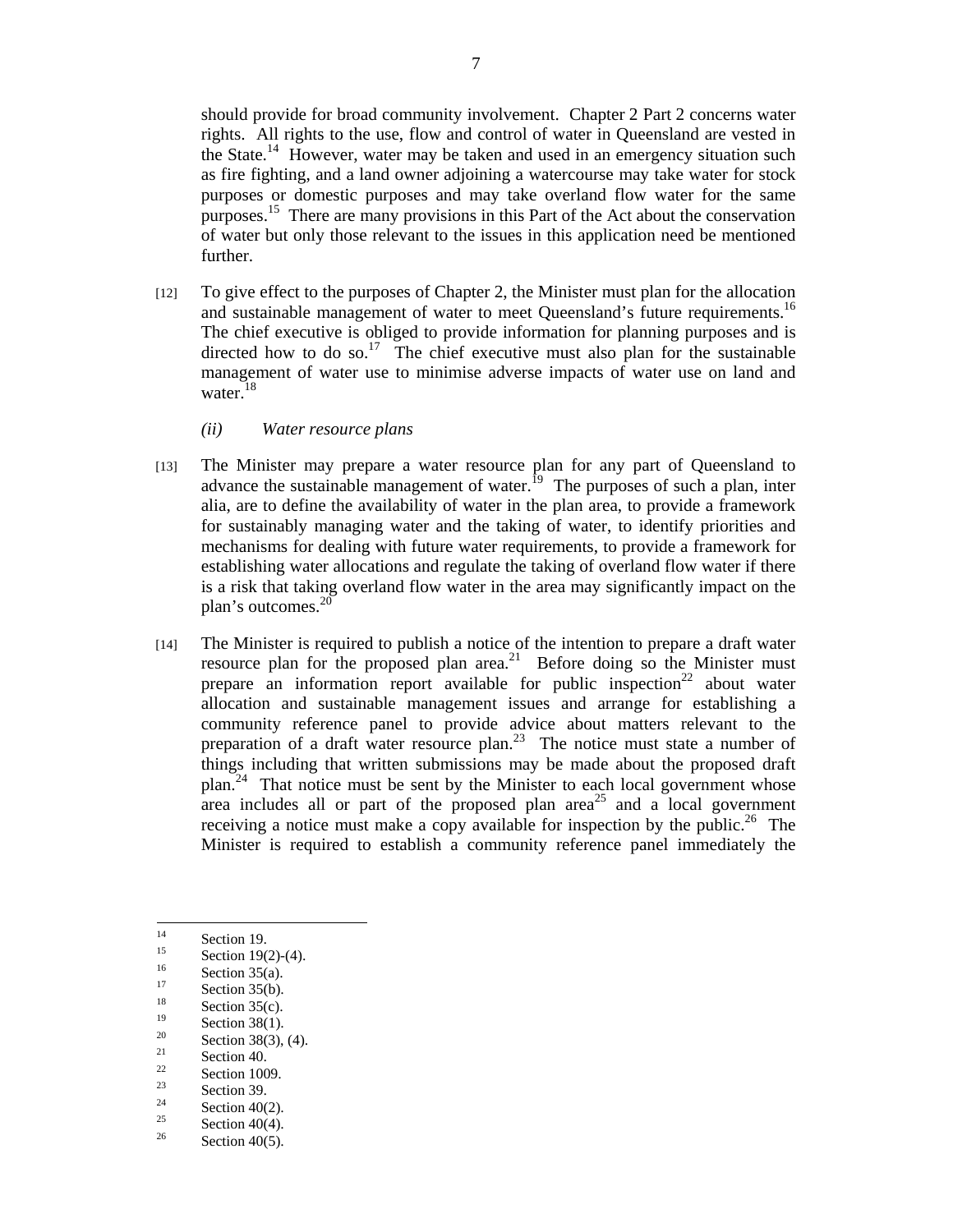should provide for broad community involvement. Chapter 2 Part 2 concerns water rights. All rights to the use, flow and control of water in Queensland are vested in the State.[14] However, water may be taken and used in an emergency situation such as fire fighting, and a land owner adjoining a watercourse may take water for stock purposes or domestic purposes and may take overland flow water for the same purposes.[15] There are many provisions in this Part of the Act about the conservation of water but only those relevant to the issues in this application need be mentioned further.

[12] To give effect to the purposes of Chapter 2, the Minister must plan for the allocation and sustainable management of water to meet Queensland's future requirements.[16] The chief executive is obliged to provide information for planning purposes and is directed how to do so.[17] The chief executive must also plan for the sustainable management of water use to minimise adverse impacts of water use on land and water.[18]

*(ii) Water resource plans*

[13] The Minister may prepare a water resource plan for any part of Queensland to advance the sustainable management of water.[19] The purposes of such a plan, inter alia, are to define the availability of water in the plan area, to provide a framework for sustainably managing water and the taking of water, to identify priorities and mechanisms for dealing with future water requirements, to provide a framework for establishing water allocations and regulate the taking of overland flow water if there is a risk that taking overland flow water in the area may significantly impact on the plan's outcomes.[20]

[14] The Minister is required to publish a notice of the intention to prepare a draft water resource plan for the proposed plan area.[21] Before doing so the Minister must prepare an information report available for public inspection[22] about water allocation and sustainable management issues and arrange for establishing a community reference panel to provide advice about matters relevant to the preparation of a draft water resource plan.[23] The notice must state a number of things including that written submissions may be made about the proposed draft plan.[24] That notice must be sent by the Minister to each local government whose area includes all or part of the proposed plan area[25] and a local government receiving a notice must make a copy available for inspection by the public.[26] The Minister is required to establish a community reference panel immediately the

---

[14] Section 19.
[15] Section 19(2)-(4).
[16] Section 35(a).
[17] Section 35(b).
[18] Section 35(c).
[19] Section 38(1).
[20] Section 38(3), (4).
[21] Section 40.
[22] Section 1009.
[23] Section 39.
[24] Section 40(2).
[25] Section 40(4).
[26] Section 40(5).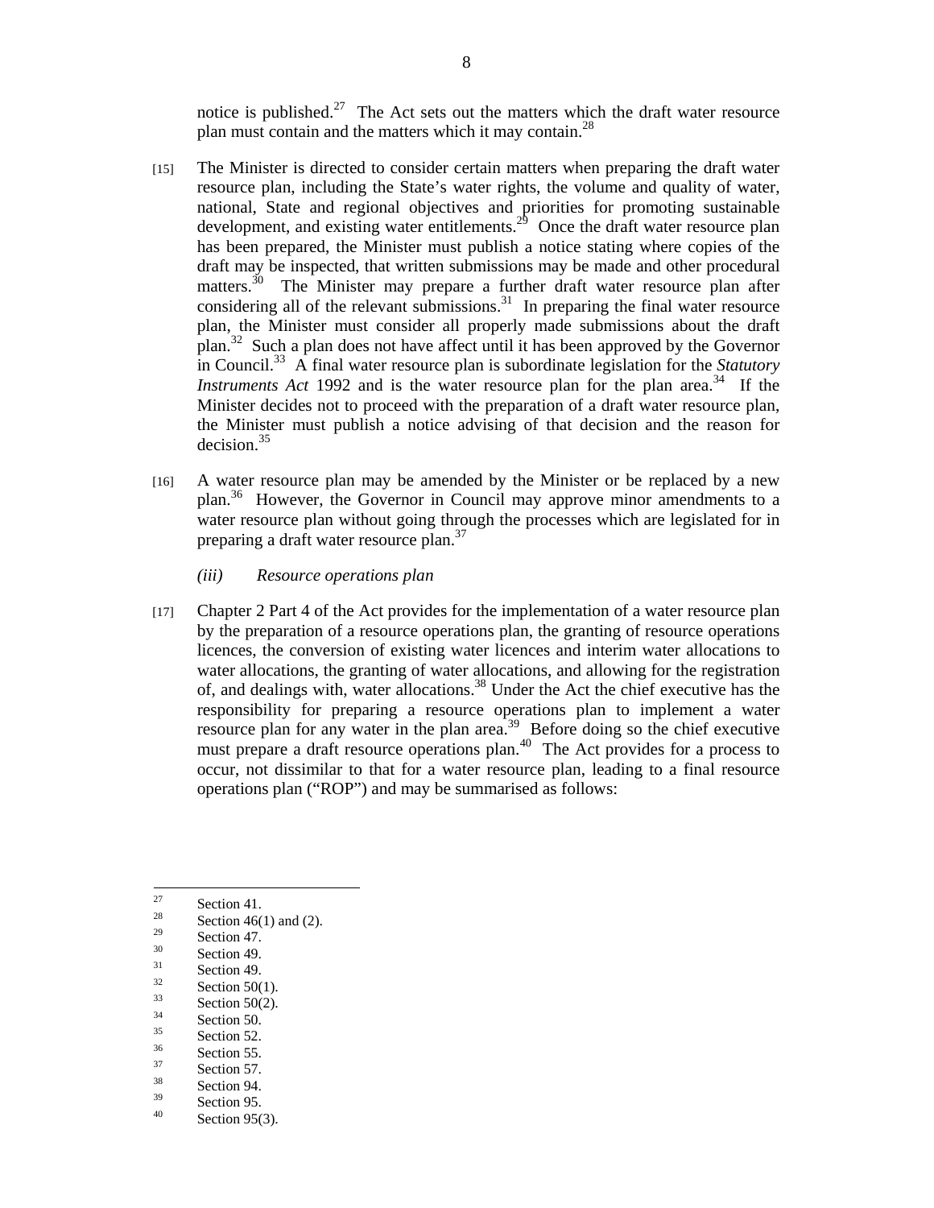notice is published.[27] The Act sets out the matters which the draft water resource plan must contain and the matters which it may contain.[28]

[15] The Minister is directed to consider certain matters when preparing the draft water resource plan, including the State's water rights, the volume and quality of water, national, State and regional objectives and priorities for promoting sustainable development, and existing water entitlements.[29] Once the draft water resource plan has been prepared, the Minister must publish a notice stating where copies of the draft may be inspected, that written submissions may be made and other procedural matters.[30] The Minister may prepare a further draft water resource plan after considering all of the relevant submissions.[31] In preparing the final water resource plan, the Minister must consider all properly made submissions about the draft plan.[32] Such a plan does not have affect until it has been approved by the Governor in Council.[33] A final water resource plan is subordinate legislation for the *Statutory Instruments Act* 1992 and is the water resource plan for the plan area.[34] If the Minister decides not to proceed with the preparation of a draft water resource plan, the Minister must publish a notice advising of that decision and the reason for decision.[35]

[16] A water resource plan may be amended by the Minister or be replaced by a new plan.[36] However, the Governor in Council may approve minor amendments to a water resource plan without going through the processes which are legislated for in preparing a draft water resource plan.[37]

*(iii) Resource operations plan*

[17] Chapter 2 Part 4 of the Act provides for the implementation of a water resource plan by the preparation of a resource operations plan, the granting of resource operations licences, the conversion of existing water licences and interim water allocations to water allocations, the granting of water allocations, and allowing for the registration of, and dealings with, water allocations.[38] Under the Act the chief executive has the responsibility for preparing a resource operations plan to implement a water resource plan for any water in the plan area.[39] Before doing so the chief executive must prepare a draft resource operations plan.[40] The Act provides for a process to occur, not dissimilar to that for a water resource plan, leading to a final resource operations plan ("ROP") and may be summarised as follows:

---

[27] Section 41.
[28] Section 46(1) and (2).
[29] Section 47.
[30] Section 49.
[31] Section 49.
[32] Section 50(1).
[33] Section 50(2).
[34] Section 50.
[35] Section 52.
[36] Section 55.
[37] Section 57.
[38] Section 94.
[39] Section 95.
[40] Section 95(3).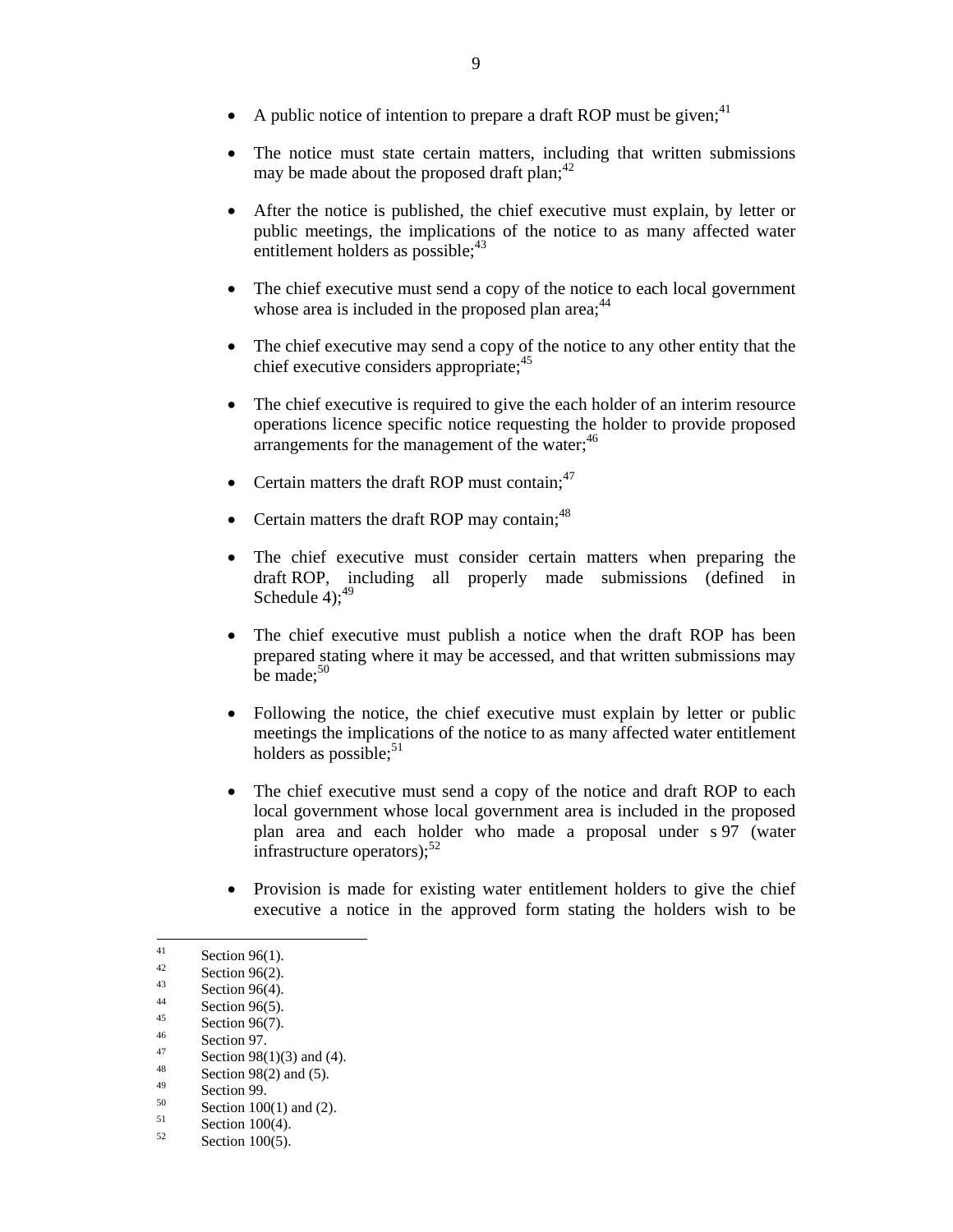- A public notice of intention to prepare a draft ROP must be given;[41]

- The notice must state certain matters, including that written submissions may be made about the proposed draft plan;[42]

- After the notice is published, the chief executive must explain, by letter or public meetings, the implications of the notice to as many affected water entitlement holders as possible;[43]

- The chief executive must send a copy of the notice to each local government whose area is included in the proposed plan area;[44]

- The chief executive may send a copy of the notice to any other entity that the chief executive considers appropriate;[45]

- The chief executive is required to give the each holder of an interim resource operations licence specific notice requesting the holder to provide proposed arrangements for the management of the water;[46]

- Certain matters the draft ROP must contain;[47]

- Certain matters the draft ROP may contain;[48]

- The chief executive must consider certain matters when preparing the draft ROP, including all properly made submissions (defined in Schedule 4);[49]

- The chief executive must publish a notice when the draft ROP has been prepared stating where it may be accessed, and that written submissions may be made;[50]

- Following the notice, the chief executive must explain by letter or public meetings the implications of the notice to as many affected water entitlement holders as possible;[51]

- The chief executive must send a copy of the notice and draft ROP to each local government whose local government area is included in the proposed plan area and each holder who made a proposal under s 97 (water infrastructure operators);[52]

- Provision is made for existing water entitlement holders to give the chief executive a notice in the approved form stating the holders wish to be

---

[41] Section 96(1).
[42] Section 96(2).
[43] Section 96(4).
[44] Section 96(5).
[45] Section 96(7).
[46] Section 97.
[47] Section 98(1)(3) and (4).
[48] Section 98(2) and (5).
[49] Section 99.
[50] Section 100(1) and (2).
[51] Section 100(4).
[52] Section 100(5).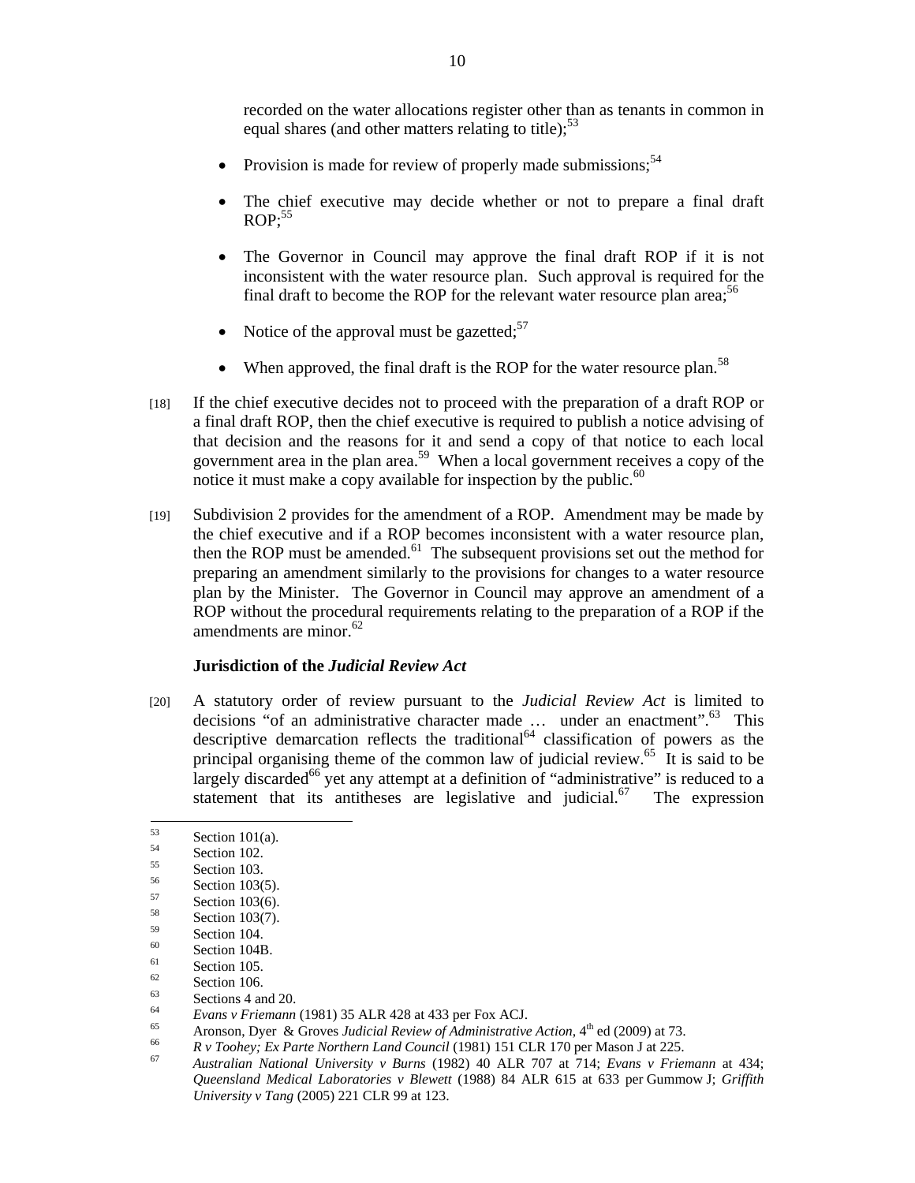recorded on the water allocations register other than as tenants in common in equal shares (and other matters relating to title);[53]

- Provision is made for review of properly made submissions;[54]
- The chief executive may decide whether or not to prepare a final draft ROP;[55]
- The Governor in Council may approve the final draft ROP if it is not inconsistent with the water resource plan. Such approval is required for the final draft to become the ROP for the relevant water resource plan area;[56]
- Notice of the approval must be gazetted;[57]
- When approved, the final draft is the ROP for the water resource plan.[58]

[18] If the chief executive decides not to proceed with the preparation of a draft ROP or a final draft ROP, then the chief executive is required to publish a notice advising of that decision and the reasons for it and send a copy of that notice to each local government area in the plan area.[59] When a local government receives a copy of the notice it must make a copy available for inspection by the public.[60]

[19] Subdivision 2 provides for the amendment of a ROP. Amendment may be made by the chief executive and if a ROP becomes inconsistent with a water resource plan, then the ROP must be amended.[61] The subsequent provisions set out the method for preparing an amendment similarly to the provisions for changes to a water resource plan by the Minister. The Governor in Council may approve an amendment of a ROP without the procedural requirements relating to the preparation of a ROP if the amendments are minor.[62]

**Jurisdiction of the *Judicial Review Act***

[20] A statutory order of review pursuant to the *Judicial Review Act* is limited to decisions "of an administrative character made … under an enactment".[63] This descriptive demarcation reflects the traditional[64] classification of powers as the principal organising theme of the common law of judicial review.[65] It is said to be largely discarded[66] yet any attempt at a definition of "administrative" is reduced to a statement that its antitheses are legislative and judicial.[67] The expression

---

[53] Section 101(a).
[54] Section 102.
[55] Section 103.
[56] Section 103(5).
[57] Section 103(6).
[58] Section 103(7).
[59] Section 104.
[60] Section 104B.
[61] Section 105.
[62] Section 106.
[63] Sections 4 and 20.
[64] *Evans v Friemann* (1981) 35 ALR 428 at 433 per Fox ACJ.
[65] Aronson, Dyer & Groves *Judicial Review of Administrative Action*, 4th ed (2009) at 73.
[66] *R v Toohey; Ex Parte Northern Land Council* (1981) 151 CLR 170 per Mason J at 225.
[67] *Australian National University v Burns* (1982) 40 ALR 707 at 714; *Evans v Friemann* at 434; *Queensland Medical Laboratories v Blewett* (1988) 84 ALR 615 at 633 per Gummow J; *Griffith University v Tang* (2005) 221 CLR 99 at 123.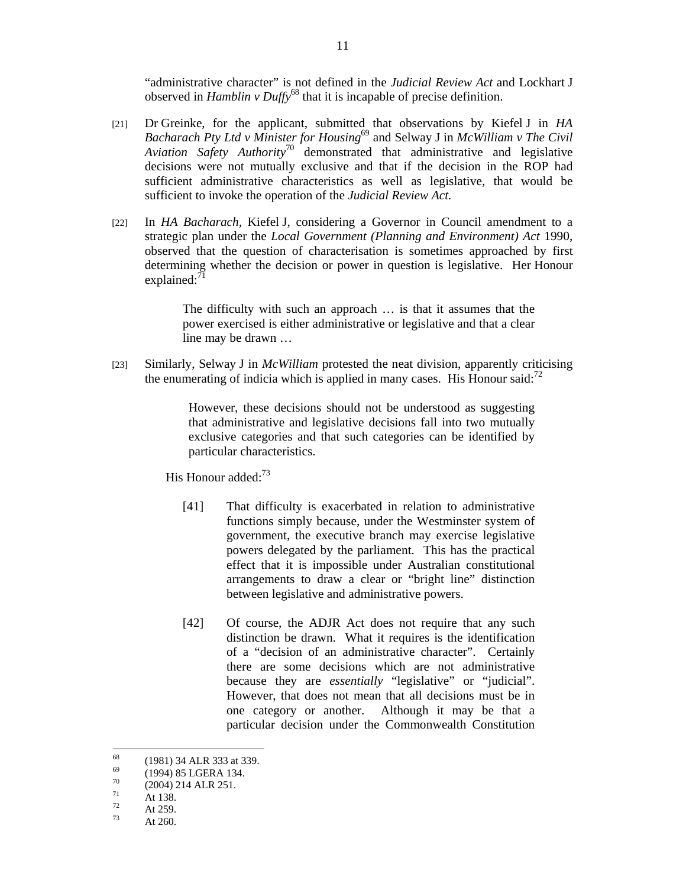"administrative character" is not defined in the *Judicial Review Act* and Lockhart J observed in *Hamblin v Duffy*[68] that it is incapable of precise definition.

[21] Dr Greinke, for the applicant, submitted that observations by Kiefel J in *HA Bacharach Pty Ltd v Minister for Housing*[69] and Selway J in *McWilliam v The Civil Aviation Safety Authority*[70] demonstrated that administrative and legislative decisions were not mutually exclusive and that if the decision in the ROP had sufficient administrative characteristics as well as legislative, that would be sufficient to invoke the operation of the *Judicial Review Act.*

[22] In *HA Bacharach,* Kiefel J, considering a Governor in Council amendment to a strategic plan under the *Local Government (Planning and Environment) Act* 1990, observed that the question of characterisation is sometimes approached by first determining whether the decision or power in question is legislative. Her Honour explained:[71]

> The difficulty with such an approach … is that it assumes that the power exercised is either administrative or legislative and that a clear line may be drawn …

[23] Similarly, Selway J in *McWilliam* protested the neat division, apparently criticising the enumerating of indicia which is applied in many cases. His Honour said:[72]

> However, these decisions should not be understood as suggesting that administrative and legislative decisions fall into two mutually exclusive categories and that such categories can be identified by particular characteristics.

His Honour added:[73]

> [41] That difficulty is exacerbated in relation to administrative functions simply because, under the Westminster system of government, the executive branch may exercise legislative powers delegated by the parliament. This has the practical effect that it is impossible under Australian constitutional arrangements to draw a clear or "bright line" distinction between legislative and administrative powers.
>
> [42] Of course, the ADJR Act does not require that any such distinction be drawn. What it requires is the identification of a "decision of an administrative character". Certainly there are some decisions which are not administrative because they are *essentially* "legislative" or "judicial". However, that does not mean that all decisions must be in one category or another. Although it may be that a particular decision under the Commonwealth Constitution

---

[68] (1981) 34 ALR 333 at 339.
[69] (1994) 85 LGERA 134.
[70] (2004) 214 ALR 251.
[71] At 138.
[72] At 259.
[73] At 260.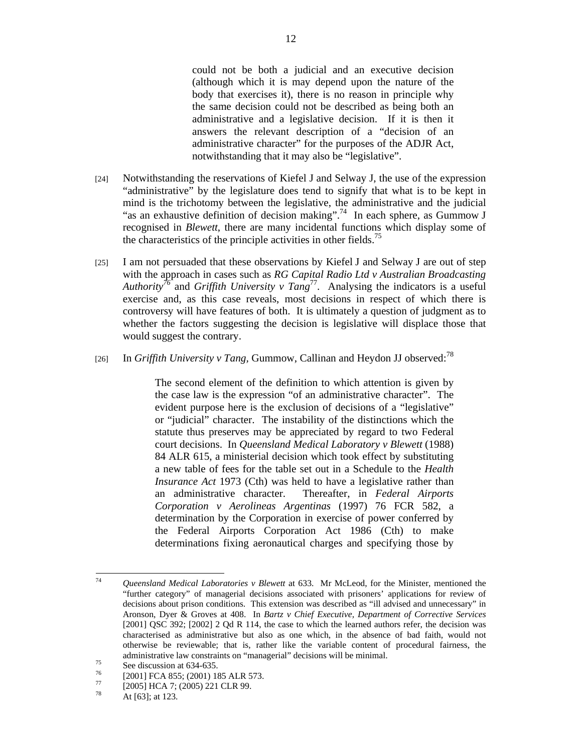> could not be both a judicial and an executive decision (although which it is may depend upon the nature of the body that exercises it), there is no reason in principle why the same decision could not be described as being both an administrative and a legislative decision. If it is then it answers the relevant description of a "decision of an administrative character" for the purposes of the ADJR Act, notwithstanding that it may also be "legislative".

[24] Notwithstanding the reservations of Kiefel J and Selway J, the use of the expression "administrative" by the legislature does tend to signify that what is to be kept in mind is the trichotomy between the legislative, the administrative and the judicial "as an exhaustive definition of decision making".[74] In each sphere, as Gummow J recognised in *Blewett*, there are many incidental functions which display some of the characteristics of the principle activities in other fields.[75]

[25] I am not persuaded that these observations by Kiefel J and Selway J are out of step with the approach in cases such as *RG Capital Radio Ltd v Australian Broadcasting Authority*[76] and *Griffith University v Tang*[77]. Analysing the indicators is a useful exercise and, as this case reveals, most decisions in respect of which there is controversy will have features of both. It is ultimately a question of judgment as to whether the factors suggesting the decision is legislative will displace those that would suggest the contrary.

[26] In *Griffith University v Tang*, Gummow, Callinan and Heydon JJ observed:[78]

> The second element of the definition to which attention is given by the case law is the expression "of an administrative character". The evident purpose here is the exclusion of decisions of a "legislative" or "judicial" character. The instability of the distinctions which the statute thus preserves may be appreciated by regard to two Federal court decisions. In *Queensland Medical Laboratory v Blewett* (1988) 84 ALR 615, a ministerial decision which took effect by substituting a new table of fees for the table set out in a Schedule to the *Health Insurance Act* 1973 (Cth) was held to have a legislative rather than an administrative character. Thereafter, in *Federal Airports Corporation v Aerolineas Argentinas* (1997) 76 FCR 582, a determination by the Corporation in exercise of power conferred by the Federal Airports Corporation Act 1986 (Cth) to make determinations fixing aeronautical charges and specifying those by

---

[74] *Queensland Medical Laboratories v Blewett* at 633. Mr McLeod, for the Minister, mentioned the "further category" of managerial decisions associated with prisoners' applications for review of decisions about prison conditions. This extension was described as "ill advised and unnecessary" in Aronson, Dyer & Groves at 408. In *Bartz v Chief Executive, Department of Corrective Services* [2001] QSC 392; [2002] 2 Qd R 114, the case to which the learned authors refer, the decision was characterised as administrative but also as one which, in the absence of bad faith, would not otherwise be reviewable; that is, rather like the variable content of procedural fairness, the administrative law constraints on "managerial" decisions will be minimal.

[75] See discussion at 634-635.

[76] [2001] FCA 855; (2001) 185 ALR 573.

[77] [2005] HCA 7; (2005) 221 CLR 99.

[78] At [63]; at 123.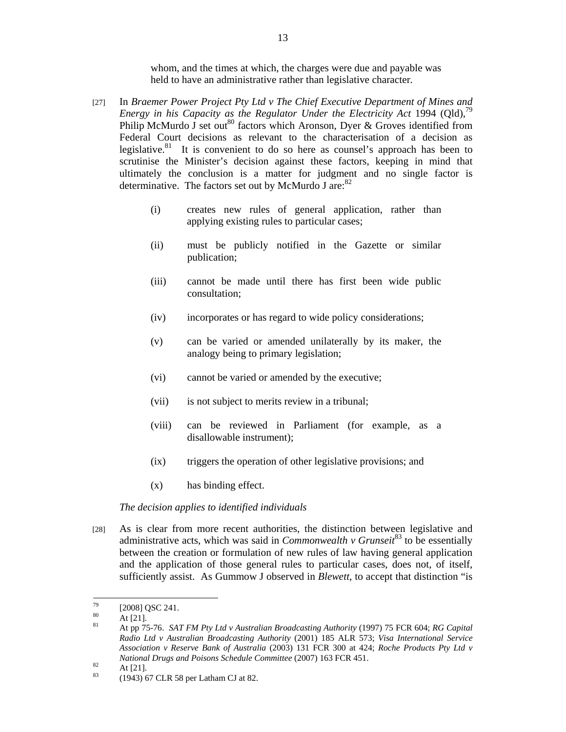whom, and the times at which, the charges were due and payable was held to have an administrative rather than legislative character.

[27] In *Braemer Power Project Pty Ltd v The Chief Executive Department of Mines and Energy in his Capacity as the Regulator Under the Electricity Act* 1994 (Qld),[79] Philip McMurdo J set out[80] factors which Aronson, Dyer & Groves identified from Federal Court decisions as relevant to the characterisation of a decision as legislative.[81] It is convenient to do so here as counsel's approach has been to scrutinise the Minister's decision against these factors, keeping in mind that ultimately the conclusion is a matter for judgment and no single factor is determinative. The factors set out by McMurdo J are:[82]

> (i) creates new rules of general application, rather than applying existing rules to particular cases;
>
> (ii) must be publicly notified in the Gazette or similar publication;
>
> (iii) cannot be made until there has first been wide public consultation;
>
> (iv) incorporates or has regard to wide policy considerations;
>
> (v) can be varied or amended unilaterally by its maker, the analogy being to primary legislation;
>
> (vi) cannot be varied or amended by the executive;
>
> (vii) is not subject to merits review in a tribunal;
>
> (viii) can be reviewed in Parliament (for example, as a disallowable instrument);
>
> (ix) triggers the operation of other legislative provisions; and
>
> (x) has binding effect.

*The decision applies to identified individuals*

[28] As is clear from more recent authorities, the distinction between legislative and administrative acts, which was said in *Commonwealth v Grunseit*[83] to be essentially between the creation or formulation of new rules of law having general application and the application of those general rules to particular cases, does not, of itself, sufficiently assist. As Gummow J observed in *Blewett*, to accept that distinction "is

---

[79] [2008] QSC 241.

[80] At [21].

[81] At pp 75-76. *SAT FM Pty Ltd v Australian Broadcasting Authority* (1997) 75 FCR 604; *RG Capital Radio Ltd v Australian Broadcasting Authority* (2001) 185 ALR 573; *Visa International Service Association v Reserve Bank of Australia* (2003) 131 FCR 300 at 424; *Roche Products Pty Ltd v National Drugs and Poisons Schedule Committee* (2007) 163 FCR 451.

[82] At [21].

[83] (1943) 67 CLR 58 per Latham CJ at 82.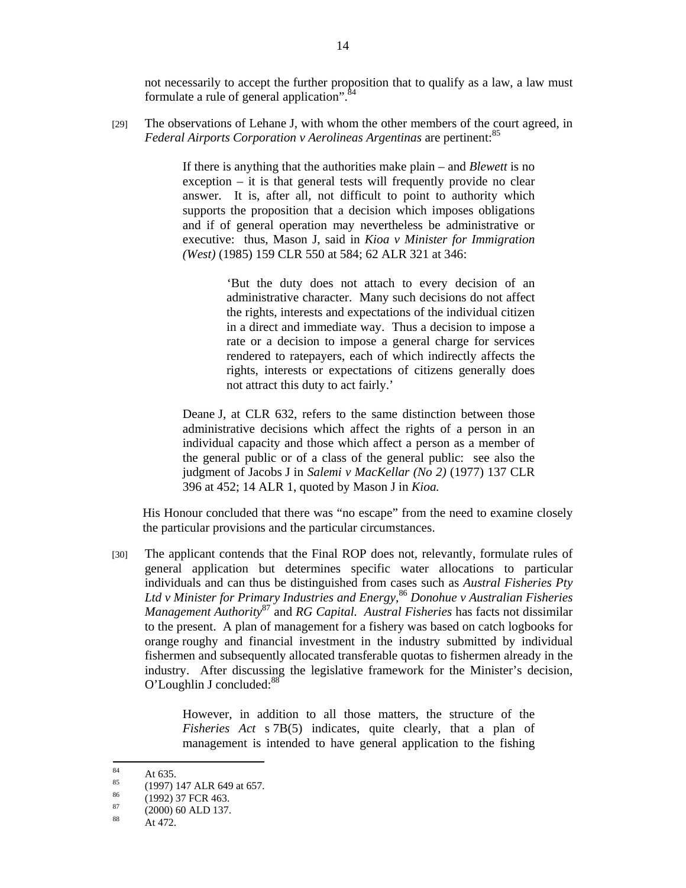not necessarily to accept the further proposition that to qualify as a law, a law must formulate a rule of general application".[84]

[29] The observations of Lehane J, with whom the other members of the court agreed, in *Federal Airports Corporation v Aerolineas Argentinas* are pertinent:[85]

> If there is anything that the authorities make plain – and *Blewett* is no exception – it is that general tests will frequently provide no clear answer. It is, after all, not difficult to point to authority which supports the proposition that a decision which imposes obligations and if of general operation may nevertheless be administrative or executive: thus, Mason J, said in *Kioa v Minister for Immigration (West)* (1985) 159 CLR 550 at 584; 62 ALR 321 at 346:
>
> > 'But the duty does not attach to every decision of an administrative character. Many such decisions do not affect the rights, interests and expectations of the individual citizen in a direct and immediate way. Thus a decision to impose a rate or a decision to impose a general charge for services rendered to ratepayers, each of which indirectly affects the rights, interests or expectations of citizens generally does not attract this duty to act fairly.'
>
> Deane J, at CLR 632, refers to the same distinction between those administrative decisions which affect the rights of a person in an individual capacity and those which affect a person as a member of the general public or of a class of the general public: see also the judgment of Jacobs J in *Salemi v MacKellar (No 2)* (1977) 137 CLR 396 at 452; 14 ALR 1, quoted by Mason J in *Kioa.*

His Honour concluded that there was "no escape" from the need to examine closely the particular provisions and the particular circumstances.

[30] The applicant contends that the Final ROP does not, relevantly, formulate rules of general application but determines specific water allocations to particular individuals and can thus be distinguished from cases such as *Austral Fisheries Pty Ltd v Minister for Primary Industries and Energy*,[86] *Donohue v Australian Fisheries Management Authority*[87] and *RG Capital. Austral Fisheries* has facts not dissimilar to the present. A plan of management for a fishery was based on catch logbooks for orange roughy and financial investment in the industry submitted by individual fishermen and subsequently allocated transferable quotas to fishermen already in the industry. After discussing the legislative framework for the Minister's decision, O'Loughlin J concluded:[88]

> However, in addition to all those matters, the structure of the *Fisheries Act* s 7B(5) indicates, quite clearly, that a plan of management is intended to have general application to the fishing

---

[84] At 635.

[85] (1997) 147 ALR 649 at 657.

[86] (1992) 37 FCR 463.

[87] (2000) 60 ALD 137.

[88] At 472.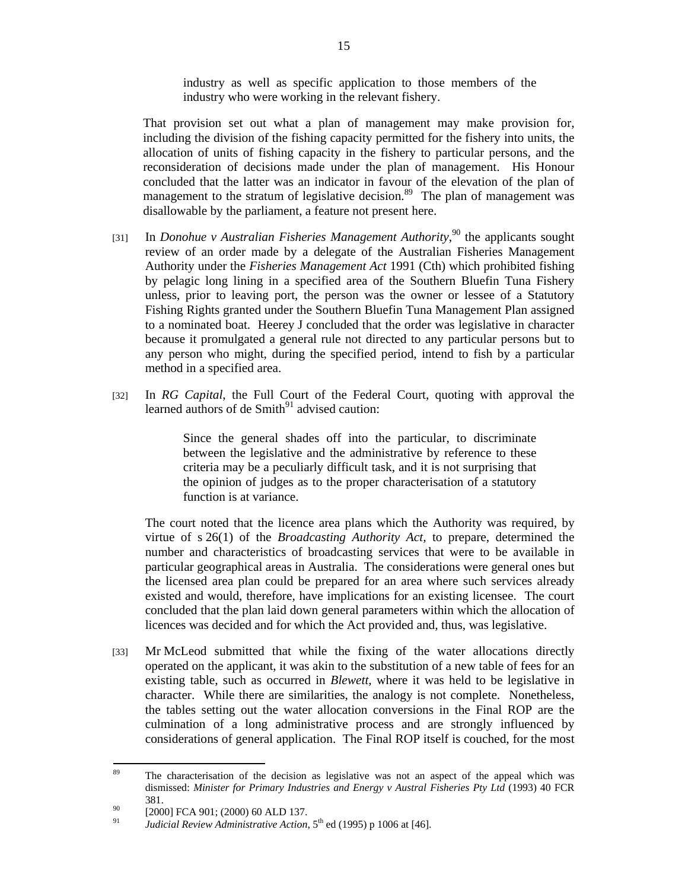> industry as well as specific application to those members of the industry who were working in the relevant fishery.

That provision set out what a plan of management may make provision for, including the division of the fishing capacity permitted for the fishery into units, the allocation of units of fishing capacity in the fishery to particular persons, and the reconsideration of decisions made under the plan of management. His Honour concluded that the latter was an indicator in favour of the elevation of the plan of management to the stratum of legislative decision.[89] The plan of management was disallowable by the parliament, a feature not present here.

[31] In *Donohue v Australian Fisheries Management Authority*,[90] the applicants sought review of an order made by a delegate of the Australian Fisheries Management Authority under the *Fisheries Management Act* 1991 (Cth) which prohibited fishing by pelagic long lining in a specified area of the Southern Bluefin Tuna Fishery unless, prior to leaving port, the person was the owner or lessee of a Statutory Fishing Rights granted under the Southern Bluefin Tuna Management Plan assigned to a nominated boat. Heerey J concluded that the order was legislative in character because it promulgated a general rule not directed to any particular persons but to any person who might, during the specified period, intend to fish by a particular method in a specified area.

[32] In *RG Capital*, the Full Court of the Federal Court, quoting with approval the learned authors of de Smith[91] advised caution:

> Since the general shades off into the particular, to discriminate between the legislative and the administrative by reference to these criteria may be a peculiarly difficult task, and it is not surprising that the opinion of judges as to the proper characterisation of a statutory function is at variance.

The court noted that the licence area plans which the Authority was required, by virtue of s 26(1) of the *Broadcasting Authority Act*, to prepare, determined the number and characteristics of broadcasting services that were to be available in particular geographical areas in Australia. The considerations were general ones but the licensed area plan could be prepared for an area where such services already existed and would, therefore, have implications for an existing licensee. The court concluded that the plan laid down general parameters within which the allocation of licences was decided and for which the Act provided and, thus, was legislative.

[33] Mr McLeod submitted that while the fixing of the water allocations directly operated on the applicant, it was akin to the substitution of a new table of fees for an existing table, such as occurred in *Blewett*, where it was held to be legislative in character. While there are similarities, the analogy is not complete. Nonetheless, the tables setting out the water allocation conversions in the Final ROP are the culmination of a long administrative process and are strongly influenced by considerations of general application. The Final ROP itself is couched, for the most

---

[89] The characterisation of the decision as legislative was not an aspect of the appeal which was dismissed: *Minister for Primary Industries and Energy v Austral Fisheries Pty Ltd* (1993) 40 FCR 381.

[90] [2000] FCA 901; (2000) 60 ALD 137.

[91] *Judicial Review Administrative Action*, 5th ed (1995) p 1006 at [46].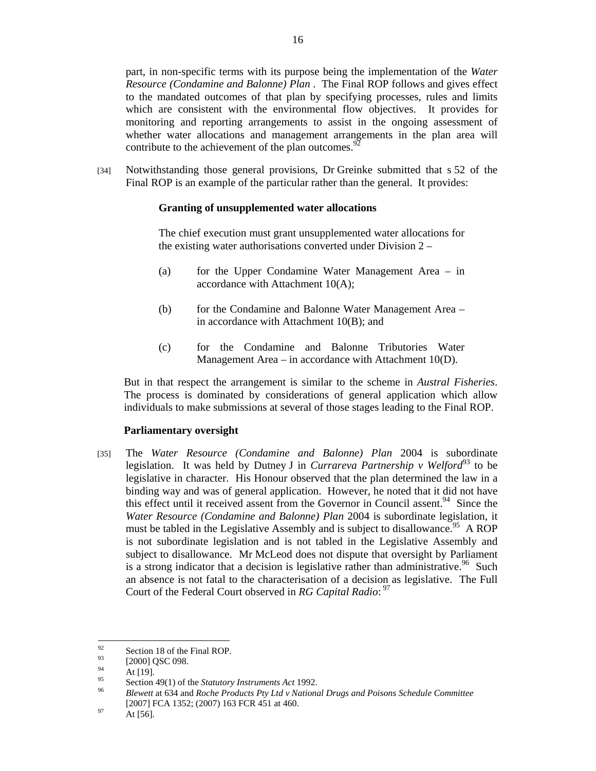part, in non-specific terms with its purpose being the implementation of the *Water Resource (Condamine and Balonne) Plan* . The Final ROP follows and gives effect to the mandated outcomes of that plan by specifying processes, rules and limits which are consistent with the environmental flow objectives. It provides for monitoring and reporting arrangements to assist in the ongoing assessment of whether water allocations and management arrangements in the plan area will contribute to the achievement of the plan outcomes.[92]

[34] Notwithstanding those general provisions, Dr Greinke submitted that s 52 of the Final ROP is an example of the particular rather than the general. It provides:

> **Granting of unsupplemented water allocations**
>
> The chief execution must grant unsupplemented water allocations for the existing water authorisations converted under Division 2 –
>
> (a) for the Upper Condamine Water Management Area – in accordance with Attachment 10(A);
>
> (b) for the Condamine and Balonne Water Management Area – in accordance with Attachment 10(B); and
>
> (c) for the Condamine and Balonne Tributories Water Management Area – in accordance with Attachment 10(D).

But in that respect the arrangement is similar to the scheme in *Austral Fisheries*. The process is dominated by considerations of general application which allow individuals to make submissions at several of those stages leading to the Final ROP.

**Parliamentary oversight**

[35] The *Water Resource (Condamine and Balonne) Plan* 2004 is subordinate legislation. It was held by Dutney J in *Currareva Partnership v Welford*[93] to be legislative in character. His Honour observed that the plan determined the law in a binding way and was of general application. However, he noted that it did not have this effect until it received assent from the Governor in Council assent.[94] Since the *Water Resource (Condamine and Balonne) Plan* 2004 is subordinate legislation, it must be tabled in the Legislative Assembly and is subject to disallowance.[95] A ROP is not subordinate legislation and is not tabled in the Legislative Assembly and subject to disallowance. Mr McLeod does not dispute that oversight by Parliament is a strong indicator that a decision is legislative rather than administrative.[96] Such an absence is not fatal to the characterisation of a decision as legislative. The Full Court of the Federal Court observed in *RG Capital Radio*: [97]

---

[92] Section 18 of the Final ROP.

[93] [2000] QSC 098.

[94] At [19].

[95] Section 49(1) of the *Statutory Instruments Act* 1992.

[96] *Blewett* at 634 and *Roche Products Pty Ltd v National Drugs and Poisons Schedule Committee* [2007] FCA 1352; (2007) 163 FCR 451 at 460.

[97] At [56].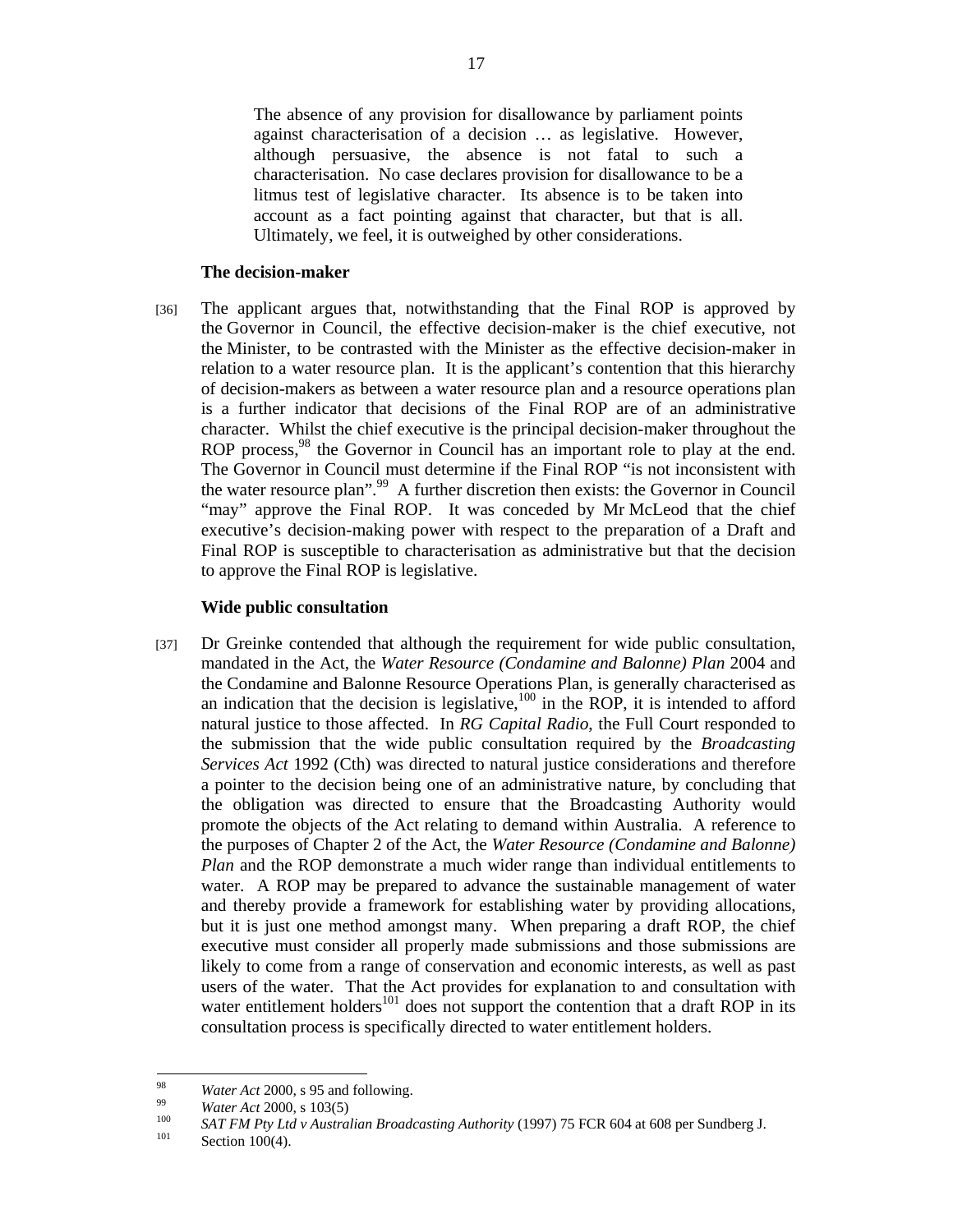> The absence of any provision for disallowance by parliament points against characterisation of a decision … as legislative. However, although persuasive, the absence is not fatal to such a characterisation. No case declares provision for disallowance to be a litmus test of legislative character. Its absence is to be taken into account as a fact pointing against that character, but that is all. Ultimately, we feel, it is outweighed by other considerations.

**The decision-maker**

[36] The applicant argues that, notwithstanding that the Final ROP is approved by the Governor in Council, the effective decision-maker is the chief executive, not the Minister, to be contrasted with the Minister as the effective decision-maker in relation to a water resource plan. It is the applicant's contention that this hierarchy of decision-makers as between a water resource plan and a resource operations plan is a further indicator that decisions of the Final ROP are of an administrative character. Whilst the chief executive is the principal decision-maker throughout the ROP process,[98] the Governor in Council has an important role to play at the end. The Governor in Council must determine if the Final ROP "is not inconsistent with the water resource plan".[99] A further discretion then exists: the Governor in Council "may" approve the Final ROP. It was conceded by Mr McLeod that the chief executive's decision-making power with respect to the preparation of a Draft and Final ROP is susceptible to characterisation as administrative but that the decision to approve the Final ROP is legislative.

**Wide public consultation**

[37] Dr Greinke contended that although the requirement for wide public consultation, mandated in the Act, the *Water Resource (Condamine and Balonne) Plan* 2004 and the Condamine and Balonne Resource Operations Plan, is generally characterised as an indication that the decision is legislative,[100] in the ROP, it is intended to afford natural justice to those affected. In *RG Capital Radio*, the Full Court responded to the submission that the wide public consultation required by the *Broadcasting Services Act* 1992 (Cth) was directed to natural justice considerations and therefore a pointer to the decision being one of an administrative nature, by concluding that the obligation was directed to ensure that the Broadcasting Authority would promote the objects of the Act relating to demand within Australia. A reference to the purposes of Chapter 2 of the Act, the *Water Resource (Condamine and Balonne) Plan* and the ROP demonstrate a much wider range than individual entitlements to water. A ROP may be prepared to advance the sustainable management of water and thereby provide a framework for establishing water by providing allocations, but it is just one method amongst many. When preparing a draft ROP, the chief executive must consider all properly made submissions and those submissions are likely to come from a range of conservation and economic interests, as well as past users of the water. That the Act provides for explanation to and consultation with water entitlement holders[101] does not support the contention that a draft ROP in its consultation process is specifically directed to water entitlement holders.

---

[98] *Water Act* 2000, s 95 and following.

[99] *Water Act* 2000, s 103(5)

[100] *SAT FM Pty Ltd v Australian Broadcasting Authority* (1997) 75 FCR 604 at 608 per Sundberg J.

[101] Section 100(4).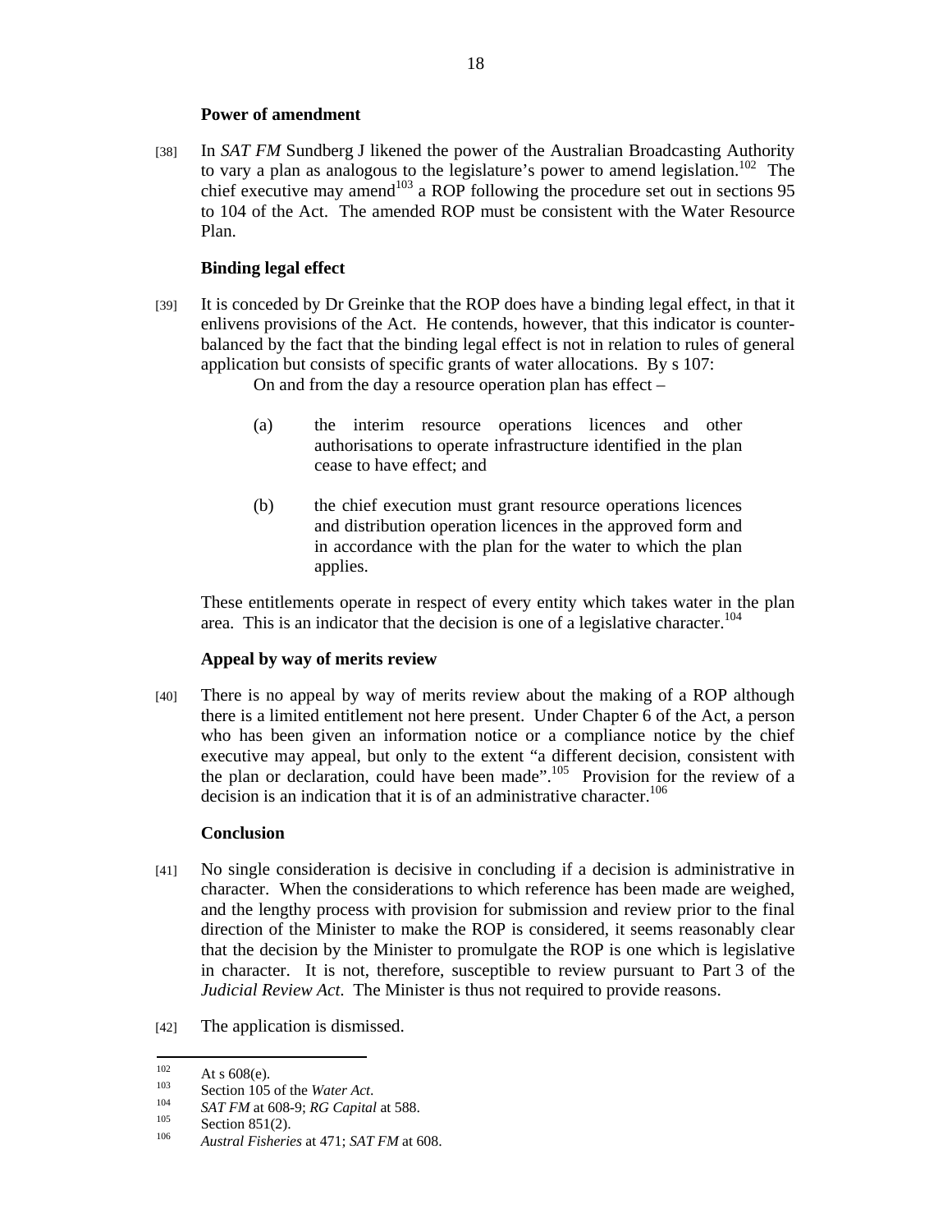**Power of amendment**

[38] In *SAT FM* Sundberg J likened the power of the Australian Broadcasting Authority to vary a plan as analogous to the legislature's power to amend legislation.[102] The chief executive may amend[103] a ROP following the procedure set out in sections 95 to 104 of the Act. The amended ROP must be consistent with the Water Resource Plan.

**Binding legal effect**

[39] It is conceded by Dr Greinke that the ROP does have a binding legal effect, in that it enlivens provisions of the Act. He contends, however, that this indicator is counter-balanced by the fact that the binding legal effect is not in relation to rules of general application but consists of specific grants of water allocations. By s 107:

> On and from the day a resource operation plan has effect –
>
> (a) the interim resource operations licences and other authorisations to operate infrastructure identified in the plan cease to have effect; and
>
> (b) the chief execution must grant resource operations licences and distribution operation licences in the approved form and in accordance with the plan for the water to which the plan applies.

These entitlements operate in respect of every entity which takes water in the plan area. This is an indicator that the decision is one of a legislative character.[104]

**Appeal by way of merits review**

[40] There is no appeal by way of merits review about the making of a ROP although there is a limited entitlement not here present. Under Chapter 6 of the Act, a person who has been given an information notice or a compliance notice by the chief executive may appeal, but only to the extent "a different decision, consistent with the plan or declaration, could have been made".[105] Provision for the review of a decision is an indication that it is of an administrative character.[106]

**Conclusion**

[41] No single consideration is decisive in concluding if a decision is administrative in character. When the considerations to which reference has been made are weighed, and the lengthy process with provision for submission and review prior to the final direction of the Minister to make the ROP is considered, it seems reasonably clear that the decision by the Minister to promulgate the ROP is one which is legislative in character. It is not, therefore, susceptible to review pursuant to Part 3 of the *Judicial Review Act*. The Minister is thus not required to provide reasons.

[42] The application is dismissed.

---

[102] At s 608(e).

[103] Section 105 of the *Water Act*.

[104] *SAT FM* at 608-9; *RG Capital* at 588.

[105] Section 851(2).

[106] *Austral Fisheries* at 471; *SAT FM* at 608.